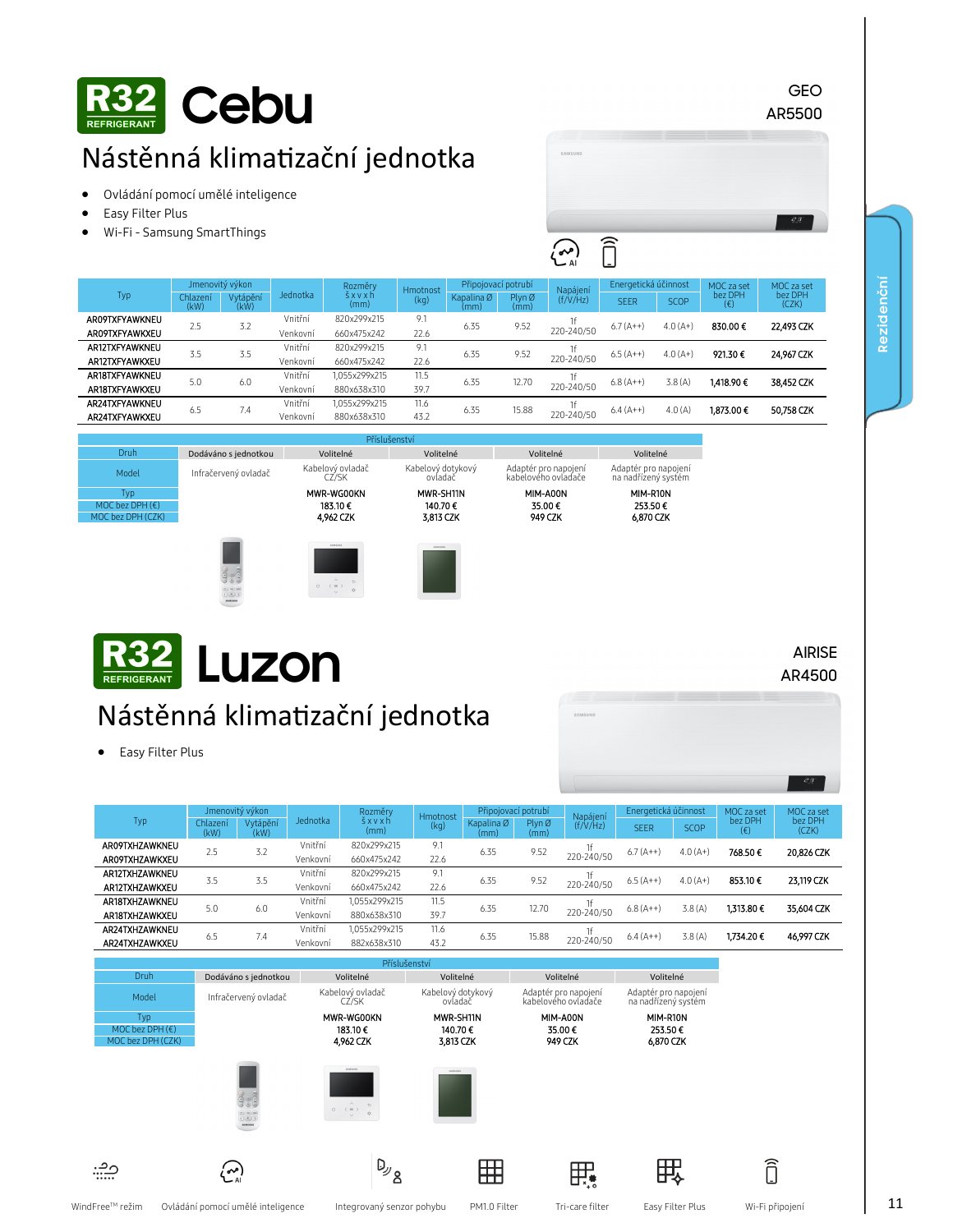# R32 REFRIGERANT Cebu

GEO
AR5500

## Nástěnná klimatizační jednotka

- Ovládání pomocí umělé inteligence
- Easy Filter Plus
- Wi-Fi - Samsung SmartThings

| Typ | Jmenovitý výkon | | Jednotka | Rozměry š x v x h (mm) | Hmotnost (kg) | Připojovací potrubí | | Napájení (f/V/Hz) | Energetická účinnost | | MOC za set bez DPH (€) | MOC za set bez DPH (CZK) |
|---|---|---|---|---|---|---|---|---|---|---|---|---|
| | Chlazení (kW) | Vytápění (kW) | | | | Kapalina Ø (mm) | Plyn Ø (mm) | | SEER | SCOP | | |
| AR09TXFYAWKNEU | 2.5 | 3.2 | Vnitřní | 820x299x215 | 9.1 | 6.35 | 9.52 | 1f 220-240/50 | 6.7 (A++) | 4.0 (A+) | 830.00 € | 22,493 CZK |
| AR09TXFYAWKXEU | | | Venkovní | 660x475x242 | 22.6 | | | | | | | |
| AR12TXFYAWKNEU | 3.5 | 3.5 | Vnitřní | 820x299x215 | 9.1 | 6.35 | 9.52 | 1f 220-240/50 | 6.5 (A++) | 4.0 (A+) | 921.30 € | 24,967 CZK |
| AR12TXFYAWKXEU | | | Venkovní | 660x475x242 | 22.6 | | | | | | | |
| AR18TXFYAWKNEU | 5.0 | 6.0 | Vnitřní | 1,055x299x215 | 11.5 | 6.35 | 12.70 | 1f 220-240/50 | 6.8 (A++) | 3.8 (A) | 1,418.90 € | 38,452 CZK |
| AR18TXFYAWKXEU | | | Venkovní | 880x638x310 | 39.7 | | | | | | | |
| AR24TXFYAWKNEU | 6.5 | 7.4 | Vnitřní | 1,055x299x215 | 11.6 | 6.35 | 15.88 | 1f 220-240/50 | 6.4 (A++) | 4.0 (A) | 1,873.00 € | 50,758 CZK |
| AR24TXFYAWKXEU | | | Venkovní | 880x638x310 | 43.2 | | | | | | | |

| Příslušenství | | | | | |
|---|---|---|---|---|---|
| Druh | Dodáváno s jednotkou | Volitelné | Volitelné | Volitelné | Volitelné |
| Model | Infračervený ovladač | Kabelový ovladač CZ/SK | Kabelový dotykový ovladač | Adaptér pro napojení kabelového ovladače | Adaptér pro napojení na nadřízený systém |
| Typ | | MWR-WG00KN | MWR-SH11N | MIM-A00N | MIM-R10N |
| MOC bez DPH (€) | | 183.10 € | 140.70 € | 35.00 € | 253.50 € |
| MOC bez DPH (CZK) | | 4,962 CZK | 3,813 CZK | 949 CZK | 6,870 CZK |

# R32 REFRIGERANT Luzon

AIRISE
AR4500

## Nástěnná klimatizační jednotka

- Easy Filter Plus

| Typ | Jmenovitý výkon | | Jednotka | Rozměry š x v x h (mm) | Hmotnost (kg) | Připojovací potrubí | | Napájení (f/V/Hz) | Energetická účinnost | | MOC za set bez DPH (€) | MOC za set bez DPH (CZK) |
|---|---|---|---|---|---|---|---|---|---|---|---|---|
| | Chlazení (kW) | Vytápění (kW) | | | | Kapalina Ø (mm) | Plyn Ø (mm) | | SEER | SCOP | | |
| AR09TXHZAWKNEU | 2.5 | 3.2 | Vnitřní | 820x299x215 | 9.1 | 6.35 | 9.52 | 1f 220-240/50 | 6.7 (A++) | 4.0 (A+) | 768.50 € | 20,826 CZK |
| AR09TXHZAWKXEU | | | Venkovní | 660x475x242 | 22.6 | | | | | | | |
| AR12TXHZAWKNEU | 3.5 | 3.5 | Vnitřní | 820x299x215 | 9.1 | 6.35 | 9.52 | 1f 220-240/50 | 6.5 (A++) | 4.0 (A+) | 853.10 € | 23,119 CZK |
| AR12TXHZAWKXEU | | | Venkovní | 660x475x242 | 22.6 | | | | | | | |
| AR18TXHZAWKNEU | 5.0 | 6.0 | Vnitřní | 1,055x299x215 | 11.5 | 6.35 | 12.70 | 1f 220-240/50 | 6.8 (A++) | 3.8 (A) | 1,313.80 € | 35,604 CZK |
| AR18TXHZAWKXEU | | | Venkovní | 880x638x310 | 39.7 | | | | | | | |
| AR24TXHZAWKNEU | 6.5 | 7.4 | Vnitřní | 1,055x299x215 | 11.6 | 6.35 | 15.88 | 1f 220-240/50 | 6.4 (A++) | 3.8 (A) | 1,734.20 € | 46,997 CZK |
| AR24TXHZAWKXEU | | | Venkovní | 882x638x310 | 43.2 | | | | | | | |

| Příslušenství | | | | | |
|---|---|---|---|---|---|
| Druh | Dodáváno s jednotkou | Volitelné | Volitelné | Volitelné | Volitelné |
| Model | Infračervený ovladač | Kabelový ovladač CZ/SK | Kabelový dotykový ovladač | Adaptér pro napojení kabelového ovladače | Adaptér pro napojení na nadřízený systém |
| Typ | | MWR-WG00KN | MWR-SH11N | MIM-A00N | MIM-R10N |
| MOC bez DPH (€) | | 183.10 € | 140.70 € | 35.00 € | 253.50 € |
| MOC bez DPH (CZK) | | 4,962 CZK | 3,813 CZK | 949 CZK | 6,870 CZK |

WindFree™ režim | Ovládání pomocí umělé inteligence | Integrovaný senzor pohybu | PM1.0 Filter | Tri-care filter | Easy Filter Plus | Wi-Fi připojení

Rezidenční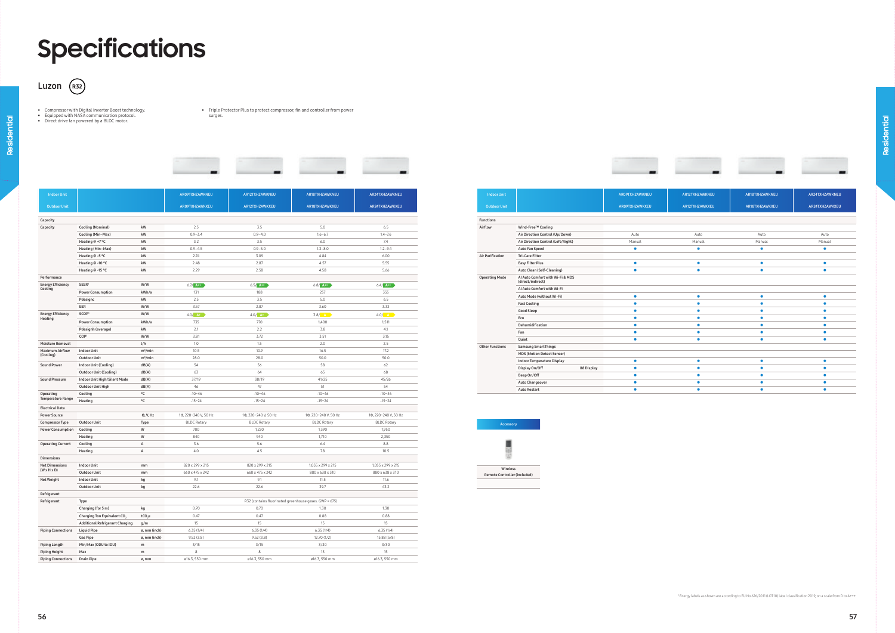# Specifications

## Luzon (R32)

- Compressor with Digital Inverter Boost technology.
- Equipped with NASA communication protocol.
- Direct drive fan powered by a BLDC motor.
- Triple Protector Plus to protect compressor, fin and controller from power surges.

| Indoor Unit | | | AR09TXHZAWKNEU | AR12TXHZAWKNEU | AR18TXHZAWKNEU | AR24TXHZAWKNEU |
|---|---|---|---|---|---|---|
| Outdoor Unit | | | AR09TXHZAWKXEU | AR12TXHZAWKXEU | AR18TXHZAWKXEU | AR24TXHZAWKXEU |
| **Capacity** | | | | | | |
| Capacity | Cooling (Nominal) | kW | 2.5 | 3.5 | 5.0 | 6.5 |
| | Cooling (Min~Max) | kW | 0.9~3.4 | 0.9~4.0 | 1.6~6.7 | 1.4~7.6 |
| | Heating @ +7 °C | kW | 3.2 | 3.5 | 6.0 | 7.4 |
| | Heating (Min~Max) | kW | 0.9~4.5 | 0.9~5.0 | 1.3~8.0 | 1.2~9.4 |
| | Heating @ -5 °C | kW | 2.74 | 3.09 | 4.84 | 6.00 |
| | Heating @ -10 °C | kW | 2.48 | 2.87 | 4.57 | 5.55 |
| | Heating @ -15 °C | kW | 2.29 | 2.58 | 4.58 | 5.66 |
| **Performance** | | | | | | |
| Energy Efficiency Cooling | SEER[1] | W/W | 6.7/ A++ | 6.5/ A++ | 6.8/ A++ | 6.4/ A++ |
| | Power Consumption | kWh/a | 131 | 188 | 257 | 355 |
| | Pdesignc | kW | 2.5 | 3.5 | 5.0 | 6.5 |
| | EER | W/W | 3.57 | 2.87 | 3.60 | 3.33 |
| Energy Efficiency Heating | SCOP[1] | W/W | 4.0/ A+ | 4.0/ A+ | 3.8/ A | 4.0/ A |
| | Power Consumption | kWh/a | 735 | 770 | 1,400 | 1,511 |
| | Pdesignh (average) | kW | 2.1 | 2.2 | 3.8 | 4.1 |
| | COP[1] | W/W | 3.81 | 3.72 | 3.51 | 3.15 |
| Moisture Removal | | l/h | 1.0 | 1.5 | 2.0 | 2.5 |
| Maximum Airflow (Cooling) | Indoor Unit | m³/min | 10.5 | 10.9 | 16.5 | 17.2 |
| | Outdoor Unit | m³/min | 28.0 | 28.0 | 50.0 | 50.0 |
| Sound Power | Indoor Unit (Cooling) | dB(A) | 54 | 56 | 58 | 62 |
| | Outdoor Unit (Cooling) | dB(A) | 63 | 64 | 65 | 68 |
| Sound Pressure | Indoor Unit High/Silent Mode | dB(A) | 37/19 | 38/19 | 41/25 | 45/26 |
| | Outdoor Unit High | dB(A) | 46 | 47 | 51 | 54 |
| Operating Temperature Range | Cooling | °C | -10~46 | -10~46 | -10~46 | -10~46 |
| | Heating | °C | -15~24 | -15~24 | -15~24 | -15~24 |
| **Electrical Data** | | | | | | |
| Power Source | | Φ, V, Hz | 1Φ, 220~240 V, 50 Hz | 1Φ, 220~240 V, 50 Hz | 1Φ, 220~240 V, 50 Hz | 1Φ, 220~240 V, 50 Hz |
| Compressor Type | Outdoor Unit | Type | BLDC Rotary | BLDC Rotary | BLDC Rotary | BLDC Rotary |
| Power Consumption | Cooling | W | 700 | 1,220 | 1,390 | 1,950 |
| | Heating | W | 840 | 940 | 1,710 | 2,350 |
| Operating Current | Cooling | A | 3.6 | 5.6 | 6.4 | 8.8 |
| | Heating | A | 4.0 | 4.5 | 7.8 | 10.5 |
| **Dimensions** | | | | | | |
| Net Dimensions (W x H x D) | Indoor Unit | mm | 820 x 299 x 215 | 820 x 299 x 215 | 1,055 x 299 x 215 | 1,055 x 299 x 215 |
| | Outdoor Unit | mm | 660 x 475 x 242 | 660 x 475 x 242 | 880 x 638 x 310 | 880 x 638 x 310 |
| Net Weight | Indoor Unit | kg | 9.1 | 9.1 | 11.5 | 11.6 |
| | Outdoor Unit | kg | 22.6 | 22.6 | 39.7 | 43.2 |
| **Refrigerant** | | | | | | |
| Refrigerant | Type | | R32 (contains fluorinated greenhouse gases. GWP = 675) | | | |
| | Charging (for 5 m) | kg | 0.70 | 0.70 | 1.30 | 1.30 |
| | Charging Ton Equivalent $CO_2$ | $tCO_2e$ | 0.47 | 0.47 | 0.88 | 0.88 |
| | Additional Refrigerant Charging | g/m | 15 | 15 | 15 | 15 |
| Piping Connections | Liquid Pipe | ø, mm (inch) | 6.35 (1/4) | 6.35 (1/4) | 6.35 (1/4) | 6.35 (1/4) |
| | Gas Pipe | ø, mm (inch) | 9.52 (3.8) | 9.52 (3.8) | 12.70 (1/2) | 15.88 (5/8) |
| Piping Length | Min/Max (ODU to IDU) | m | 3/15 | 3/15 | 3/30 | 3/30 |
| Piping Height | Max | m | 8 | 8 | 15 | 15 |
| Piping Connections | Drain Pipe | ø, mm | ø16.3, 550 mm | ø16.3, 550 mm | ø16.3, 550 mm | ø16.3, 550 mm |

| Indoor Unit | | | AR09TXHZAWKNEU | AR12TXHZAWKNEU | AR18TXHZAWKNEU | AR24TXHZAWKNEU |
|---|---|---|---|---|---|---|
| Outdoor Unit | | | AR09TXHZAWKXEU | AR12TXHZAWKXEU | AR18TXHZAWKXEU | AR24TXHZAWKXEU |
| **Functions** | | | | | | |
| Airflow | Wind-Free™ Cooling | | | | | |
| | Air Direction Control (Up/Down) | | Auto | Auto | Auto | Auto |
| | Air Direction Control (Left/Right) | | Manual | Manual | Manual | Manual |
| | Auto Fan Speed | | ● | ● | ● | ● |
| Air Purification | Tri-Care Filter | | | | | |
| | Easy Filter Plus | | ● | ● | ● | ● |
| | Auto Clean (Self-Cleaning) | | ● | ● | ● | ● |
| Operating Mode | AI Auto Comfort with Wi-Fi & MDS (direct/indirect) | | | | | |
| | AI Auto Comfort with Wi-Fi | | | | | |
| | Auto Mode (without Wi-Fi) | | ● | ● | ● | ● |
| | Fast Cooling | | ● | ● | ● | ● |
| | Good Sleep | | ● | ● | ● | ● |
| | Eco | | ● | ● | ● | ● |
| | Dehumidification | | ● | ● | ● | ● |
| | Fan | | ● | ● | ● | ● |
| | Quiet | | ● | ● | ● | ● |
| Other Functions | Samsung SmartThings | | | | | |
| | MDS (Motion Detect Sensor) | | | | | |
| | Indoor Temperature Display | | ● | ● | ● | ● |
| | Display On/Off | 88 Display | ● | ● | ● | ● |
| | Beep On/Off | | ● | ● | ● | ● |
| | Auto Changeover | | ● | ● | ● | ● |
| | Auto Restart | | ● | ● | ● | ● |

| Accessory |
|---|
| Wireless Remote Controller (included) |

[1] Energy labels as shown are according to EU No 626/2011 (LOT10) label classification 2019, on a scale from D to A+++.